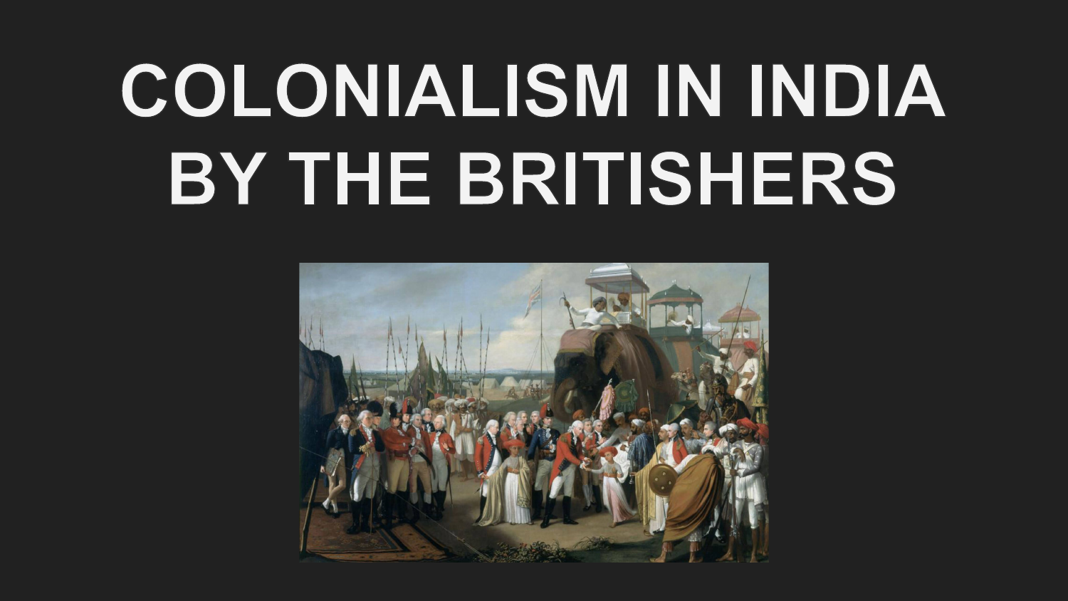# COLONIALISM IN INDIA BY THE BRITISHERS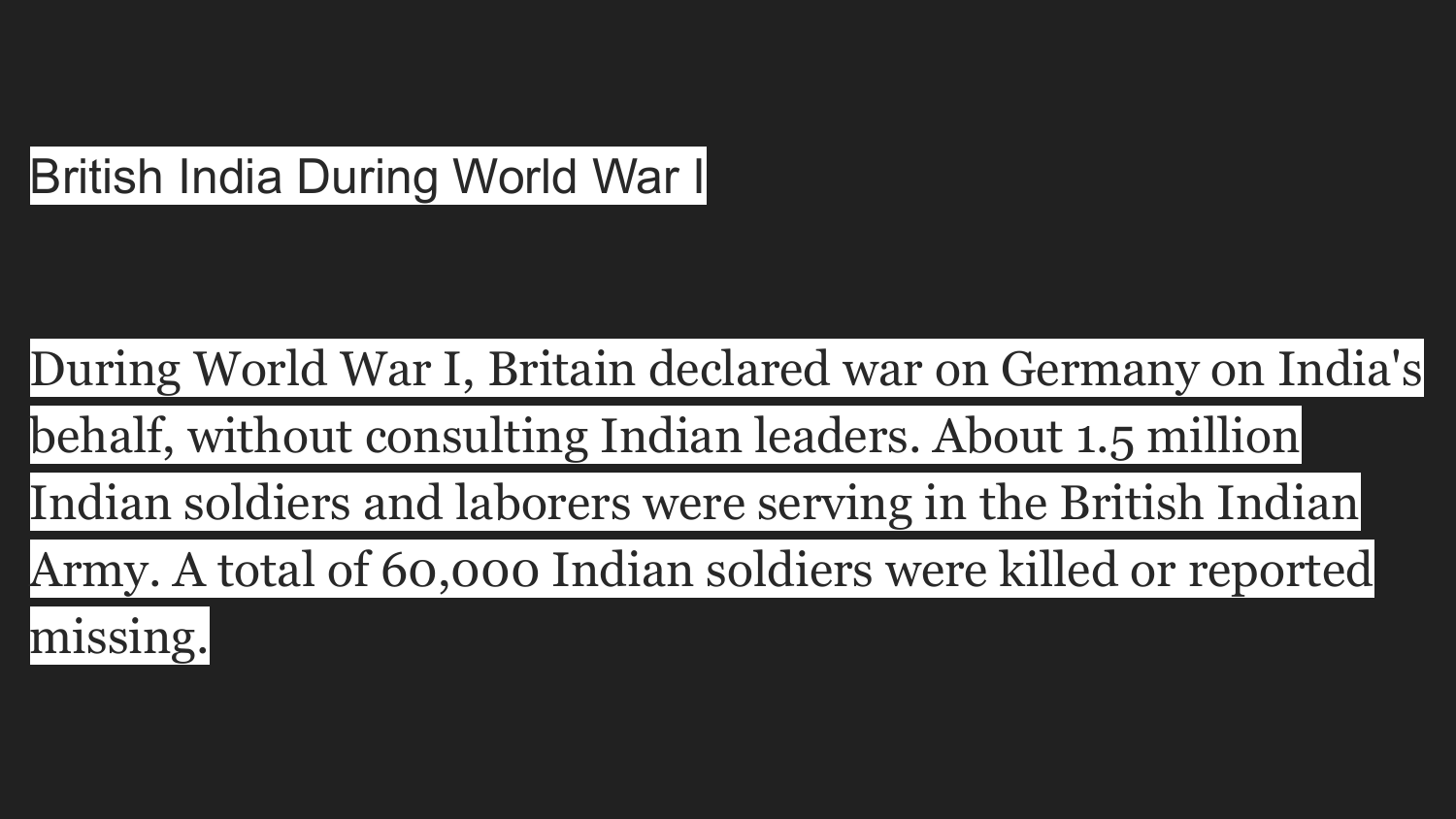# British India During World War I

During World War I, Britain declared war on Germany on India's behalf, without consulting Indian leaders. About 1.5 million Indian soldiers and laborers were serving in the British Indian Army. A total of 60,000 Indian soldiers were killed or reported missing.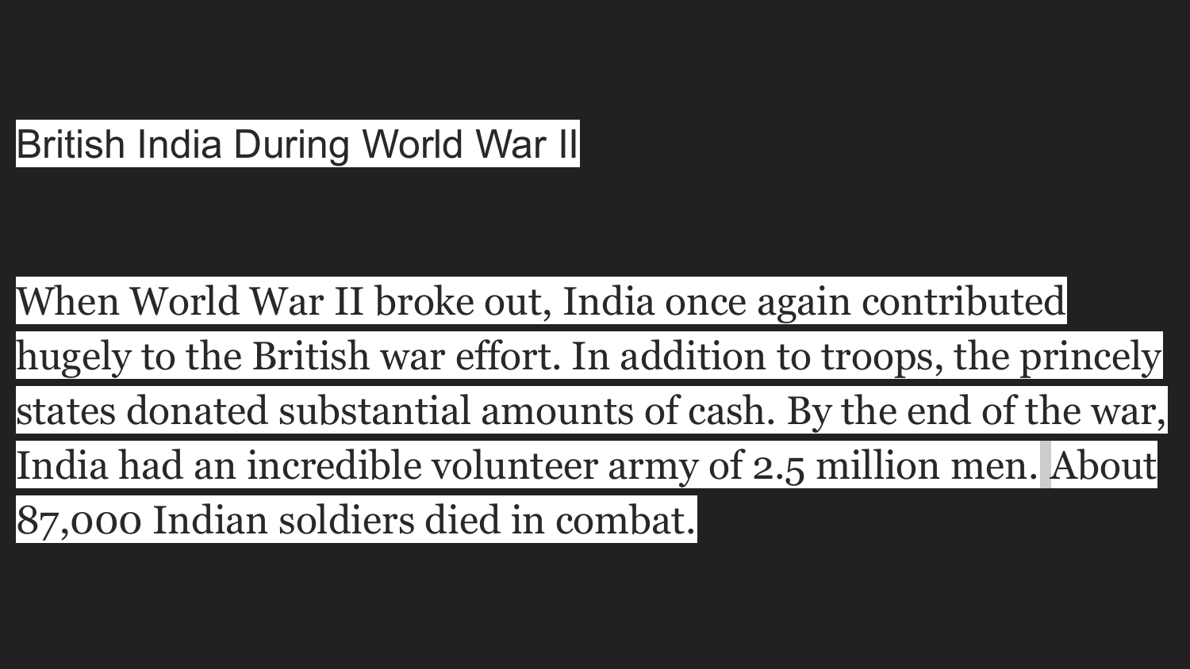# British India During World War II

When World War II broke out, India once again contributed hugely to the British war effort. In addition to troops, the princely states donated substantial amounts of cash. By the end of the war, India had an incredible volunteer army of 2.5 million men. About 87,000 Indian soldiers died in combat.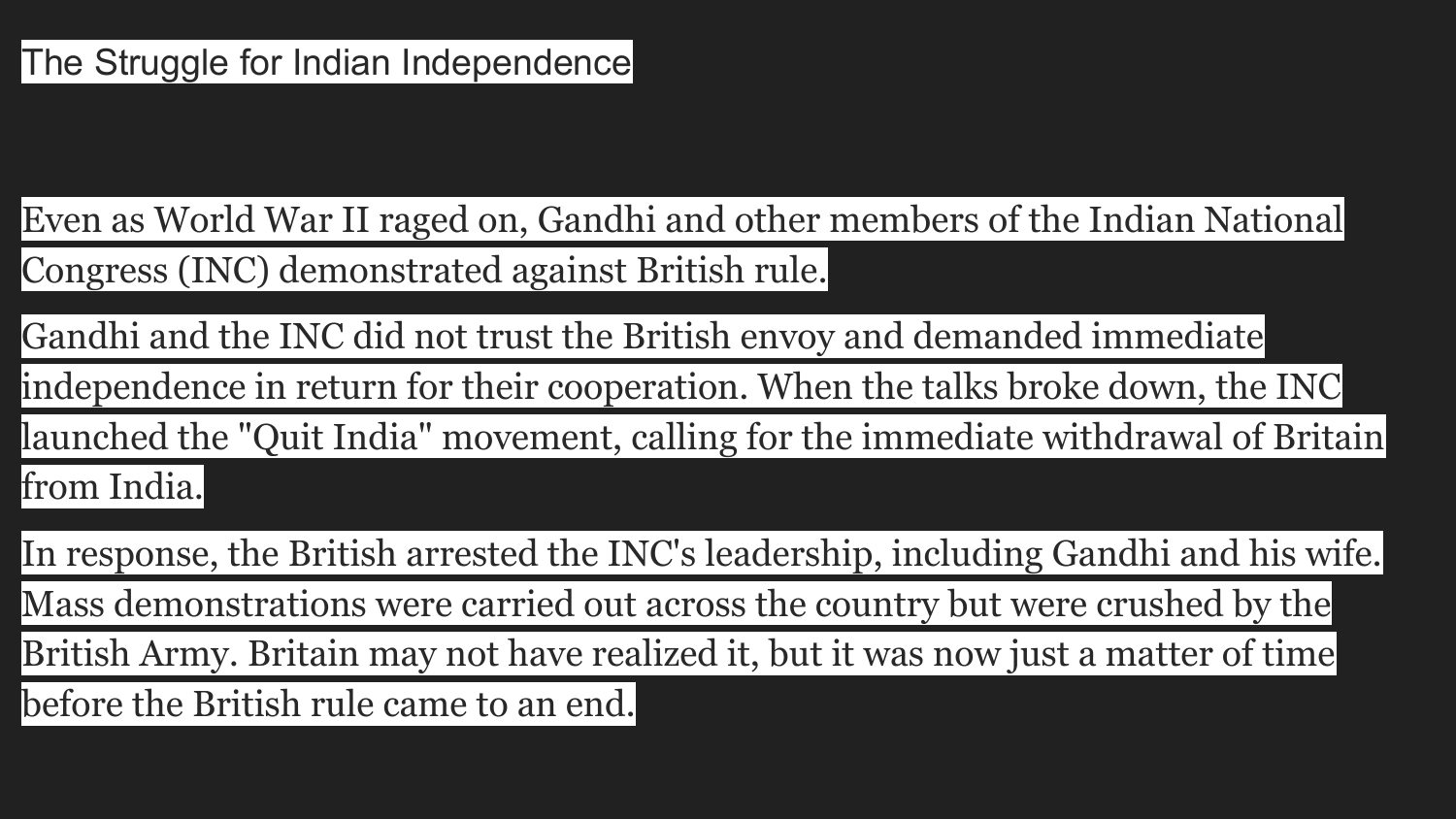# The Struggle for Indian Independence

Even as World War II raged on, Gandhi and other members of the Indian National Congress (INC) demonstrated against British rule.

Gandhi and the INC did not trust the British envoy and demanded immediate independence in return for their cooperation. When the talks broke down, the INC launched the "Quit India" movement, calling for the immediate withdrawal of Britain from India.

In response, the British arrested the INC's leadership, including Gandhi and his wife. Mass demonstrations were carried out across the country but were crushed by the British Army. Britain may not have realized it, but it was now just a matter of time before the British rule came to an end.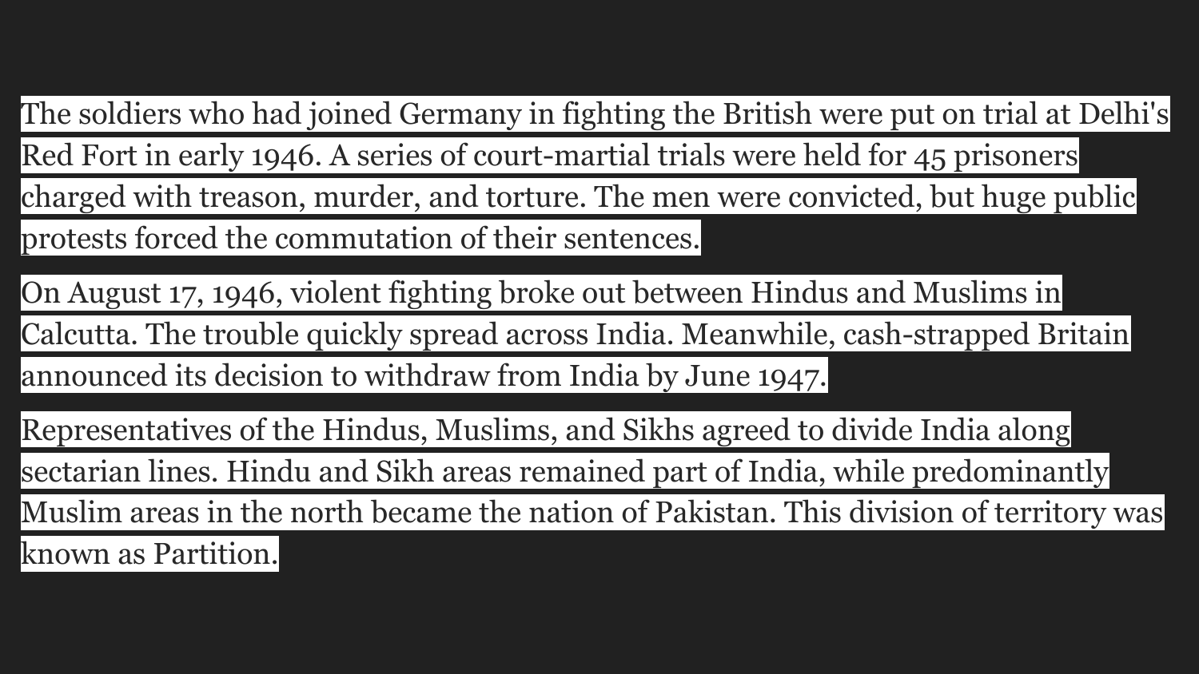The soldiers who had joined Germany in fighting the British were put on trial at Delhi's Red Fort in early 1946. A series of court-martial trials were held for 45 prisoners charged with treason, murder, and torture. The men were convicted, but huge public protests forced the commutation of their sentences.

On August 17, 1946, violent fighting broke out between Hindus and Muslims in Calcutta. The trouble quickly spread across India. Meanwhile, cash-strapped Britain announced its decision to withdraw from India by June 1947.

Representatives of the Hindus, Muslims, and Sikhs agreed to divide India along sectarian lines. Hindu and Sikh areas remained part of India, while predominantly Muslim areas in the north became the nation of Pakistan. This division of territory was known as Partition.